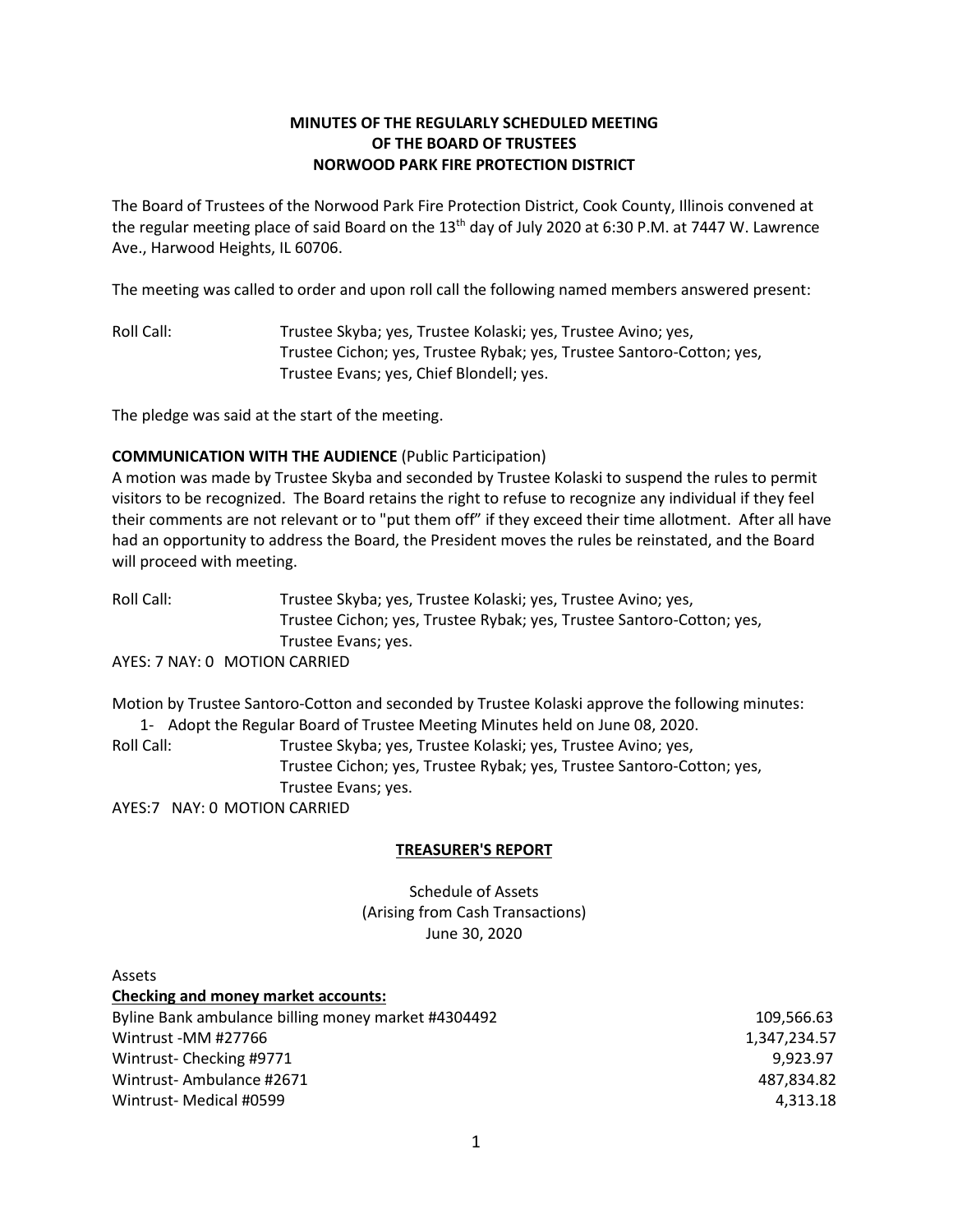**MINUTES OF THE REGULARLY SCHEDULED MEETING**
**OF THE BOARD OF TRUSTEES**
**NORWOOD PARK FIRE PROTECTION DISTRICT**

The Board of Trustees of the Norwood Park Fire Protection District, Cook County, Illinois convened at the regular meeting place of said Board on the 13th day of July 2020 at 6:30 P.M. at 7447 W. Lawrence Ave., Harwood Heights, IL 60706.

The meeting was called to order and upon roll call the following named members answered present:

Roll Call: Trustee Skyba; yes, Trustee Kolaski; yes, Trustee Avino; yes, Trustee Cichon; yes, Trustee Rybak; yes, Trustee Santoro-Cotton; yes, Trustee Evans; yes, Chief Blondell; yes.

The pledge was said at the start of the meeting.

**COMMUNICATION WITH THE AUDIENCE** (Public Participation)

A motion was made by Trustee Skyba and seconded by Trustee Kolaski to suspend the rules to permit visitors to be recognized. The Board retains the right to refuse to recognize any individual if they feel their comments are not relevant or to "put them off" if they exceed their time allotment. After all have had an opportunity to address the Board, the President moves the rules be reinstated, and the Board will proceed with meeting.

Roll Call: Trustee Skyba; yes, Trustee Kolaski; yes, Trustee Avino; yes, Trustee Cichon; yes, Trustee Rybak; yes, Trustee Santoro-Cotton; yes, Trustee Evans; yes.

AYES: 7 NAY: 0 MOTION CARRIED

Motion by Trustee Santoro-Cotton and seconded by Trustee Kolaski approve the following minutes:

1- Adopt the Regular Board of Trustee Meeting Minutes held on June 08, 2020.

Roll Call: Trustee Skyba; yes, Trustee Kolaski; yes, Trustee Avino; yes, Trustee Cichon; yes, Trustee Rybak; yes, Trustee Santoro-Cotton; yes, Trustee Evans; yes.

AYES:7 NAY: 0 MOTION CARRIED

**TREASURER'S REPORT**

Schedule of Assets
(Arising from Cash Transactions)
June 30, 2020

Assets

**Checking and money market accounts:**

| | |
|---|---:|
| Byline Bank ambulance billing money market #4304492 | 109,566.63 |
| Wintrust -MM #27766 | 1,347,234.57 |
| Wintrust- Checking #9771 | 9,923.97 |
| Wintrust- Ambulance #2671 | 487,834.82 |
| Wintrust- Medical #0599 | 4,313.18 |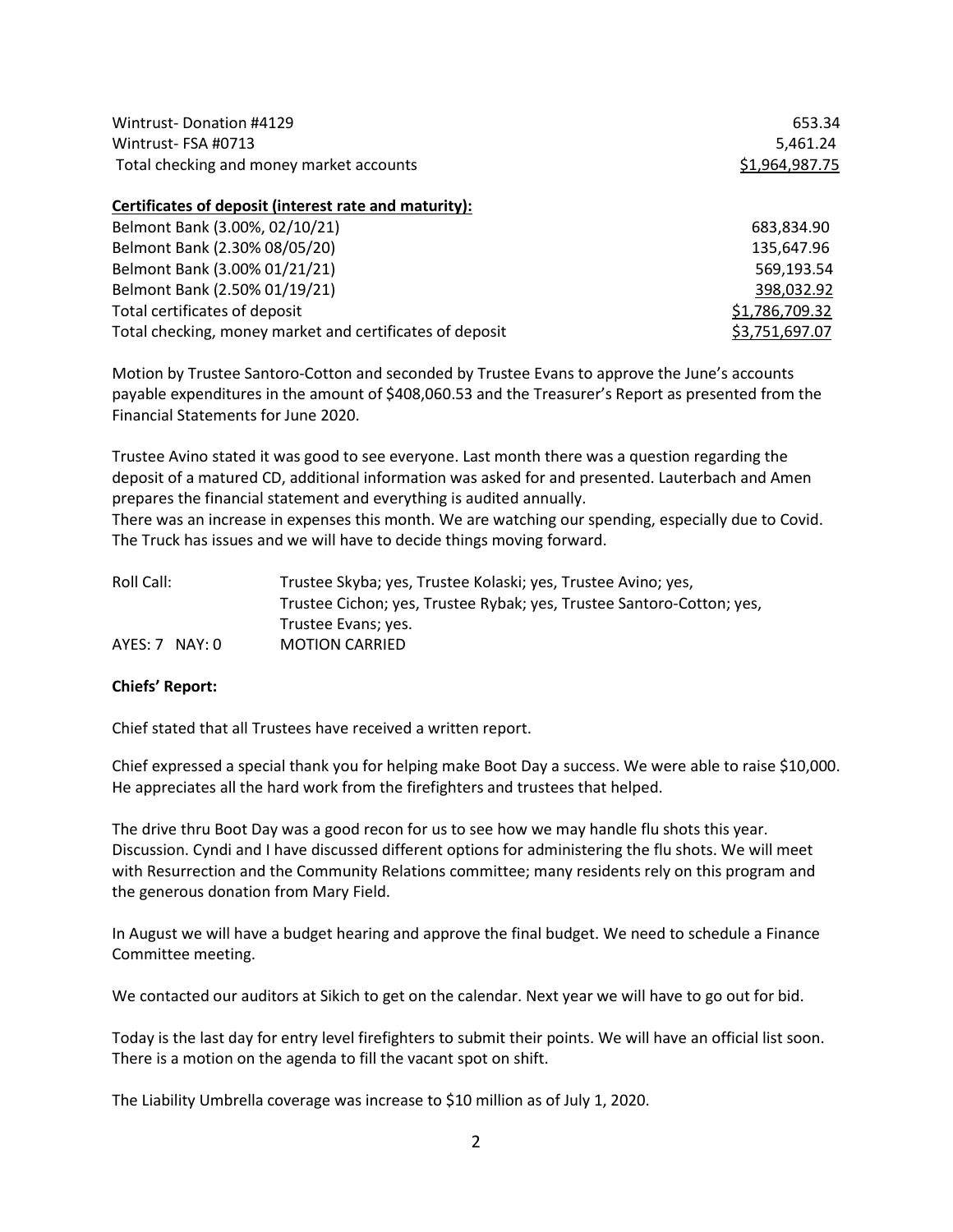| | |
|---|---|
| Wintrust- Donation #4129 | 653.34 |
| Wintrust- FSA #0713 | 5,461.24 |
| Total checking and money market accounts | $1,964,987.75 |

**Certificates of deposit (interest rate and maturity):**

| | |
|---|---|
| Belmont Bank (3.00%, 02/10/21) | 683,834.90 |
| Belmont Bank (2.30% 08/05/20) | 135,647.96 |
| Belmont Bank (3.00% 01/21/21) | 569,193.54 |
| Belmont Bank (2.50% 01/19/21) | 398,032.92 |
| Total certificates of deposit | $1,786,709.32 |
| Total checking, money market and certificates of deposit | $3,751,697.07 |

Motion by Trustee Santoro-Cotton and seconded by Trustee Evans to approve the June's accounts payable expenditures in the amount of $408,060.53 and the Treasurer's Report as presented from the Financial Statements for June 2020.

Trustee Avino stated it was good to see everyone. Last month there was a question regarding the deposit of a matured CD, additional information was asked for and presented. Lauterbach and Amen prepares the financial statement and everything is audited annually.
There was an increase in expenses this month. We are watching our spending, especially due to Covid. The Truck has issues and we will have to decide things moving forward.

Roll Call: Trustee Skyba; yes, Trustee Kolaski; yes, Trustee Avino; yes, Trustee Cichon; yes, Trustee Rybak; yes, Trustee Santoro-Cotton; yes, Trustee Evans; yes.

AYES: 7 NAY: 0 MOTION CARRIED

**Chiefs' Report:**

Chief stated that all Trustees have received a written report.

Chief expressed a special thank you for helping make Boot Day a success. We were able to raise $10,000. He appreciates all the hard work from the firefighters and trustees that helped.

The drive thru Boot Day was a good recon for us to see how we may handle flu shots this year. Discussion. Cyndi and I have discussed different options for administering the flu shots. We will meet with Resurrection and the Community Relations committee; many residents rely on this program and the generous donation from Mary Field.

In August we will have a budget hearing and approve the final budget. We need to schedule a Finance Committee meeting.

We contacted our auditors at Sikich to get on the calendar. Next year we will have to go out for bid.

Today is the last day for entry level firefighters to submit their points. We will have an official list soon. There is a motion on the agenda to fill the vacant spot on shift.

The Liability Umbrella coverage was increase to $10 million as of July 1, 2020.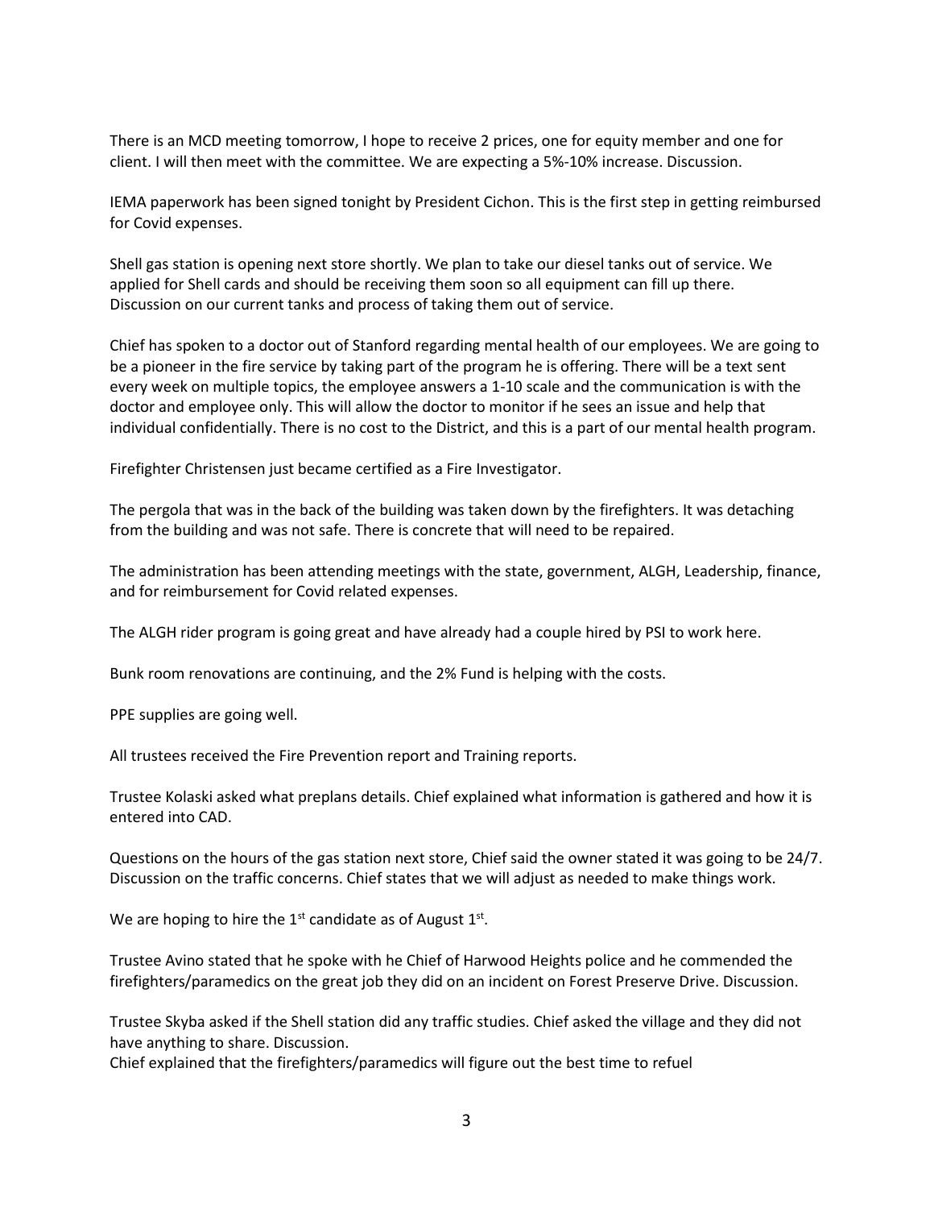There is an MCD meeting tomorrow, I hope to receive 2 prices, one for equity member and one for client. I will then meet with the committee. We are expecting a 5%-10% increase. Discussion.

IEMA paperwork has been signed tonight by President Cichon. This is the first step in getting reimbursed for Covid expenses.

Shell gas station is opening next store shortly. We plan to take our diesel tanks out of service. We applied for Shell cards and should be receiving them soon so all equipment can fill up there. Discussion on our current tanks and process of taking them out of service.

Chief has spoken to a doctor out of Stanford regarding mental health of our employees. We are going to be a pioneer in the fire service by taking part of the program he is offering. There will be a text sent every week on multiple topics, the employee answers a 1-10 scale and the communication is with the doctor and employee only. This will allow the doctor to monitor if he sees an issue and help that individual confidentially. There is no cost to the District, and this is a part of our mental health program.

Firefighter Christensen just became certified as a Fire Investigator.

The pergola that was in the back of the building was taken down by the firefighters. It was detaching from the building and was not safe. There is concrete that will need to be repaired.

The administration has been attending meetings with the state, government, ALGH, Leadership, finance, and for reimbursement for Covid related expenses.

The ALGH rider program is going great and have already had a couple hired by PSI to work here.

Bunk room renovations are continuing, and the 2% Fund is helping with the costs.

PPE supplies are going well.

All trustees received the Fire Prevention report and Training reports.

Trustee Kolaski asked what preplans details. Chief explained what information is gathered and how it is entered into CAD.

Questions on the hours of the gas station next store, Chief said the owner stated it was going to be 24/7. Discussion on the traffic concerns. Chief states that we will adjust as needed to make things work.

We are hoping to hire the 1st candidate as of August 1st.

Trustee Avino stated that he spoke with he Chief of Harwood Heights police and he commended the firefighters/paramedics on the great job they did on an incident on Forest Preserve Drive. Discussion.

Trustee Skyba asked if the Shell station did any traffic studies. Chief asked the village and they did not have anything to share. Discussion.
Chief explained that the firefighters/paramedics will figure out the best time to refuel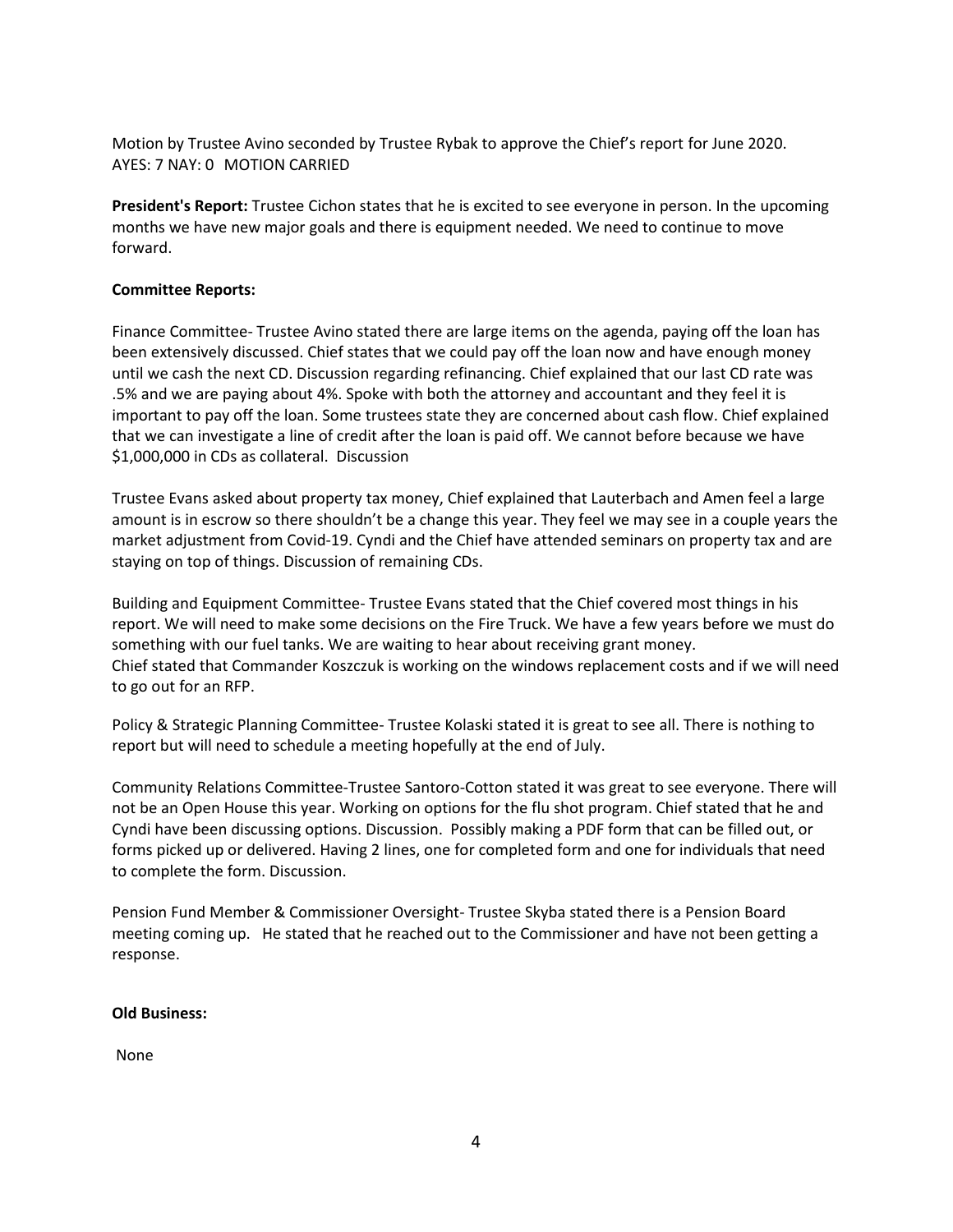Motion by Trustee Avino seconded by Trustee Rybak to approve the Chief's report for June 2020.
AYES: 7 NAY: 0 MOTION CARRIED

**President's Report:** Trustee Cichon states that he is excited to see everyone in person. In the upcoming months we have new major goals and there is equipment needed. We need to continue to move forward.

**Committee Reports:**

Finance Committee- Trustee Avino stated there are large items on the agenda, paying off the loan has been extensively discussed. Chief states that we could pay off the loan now and have enough money until we cash the next CD. Discussion regarding refinancing. Chief explained that our last CD rate was .5% and we are paying about 4%. Spoke with both the attorney and accountant and they feel it is important to pay off the loan. Some trustees state they are concerned about cash flow. Chief explained that we can investigate a line of credit after the loan is paid off. We cannot before because we have $1,000,000 in CDs as collateral. Discussion

Trustee Evans asked about property tax money, Chief explained that Lauterbach and Amen feel a large amount is in escrow so there shouldn't be a change this year. They feel we may see in a couple years the market adjustment from Covid-19. Cyndi and the Chief have attended seminars on property tax and are staying on top of things. Discussion of remaining CDs.

Building and Equipment Committee- Trustee Evans stated that the Chief covered most things in his report. We will need to make some decisions on the Fire Truck. We have a few years before we must do something with our fuel tanks. We are waiting to hear about receiving grant money.
Chief stated that Commander Koszczuk is working on the windows replacement costs and if we will need to go out for an RFP.

Policy & Strategic Planning Committee- Trustee Kolaski stated it is great to see all. There is nothing to report but will need to schedule a meeting hopefully at the end of July.

Community Relations Committee-Trustee Santoro-Cotton stated it was great to see everyone. There will not be an Open House this year. Working on options for the flu shot program. Chief stated that he and Cyndi have been discussing options. Discussion. Possibly making a PDF form that can be filled out, or forms picked up or delivered. Having 2 lines, one for completed form and one for individuals that need to complete the form. Discussion.

Pension Fund Member & Commissioner Oversight- Trustee Skyba stated there is a Pension Board meeting coming up. He stated that he reached out to the Commissioner and have not been getting a response.

**Old Business:**

None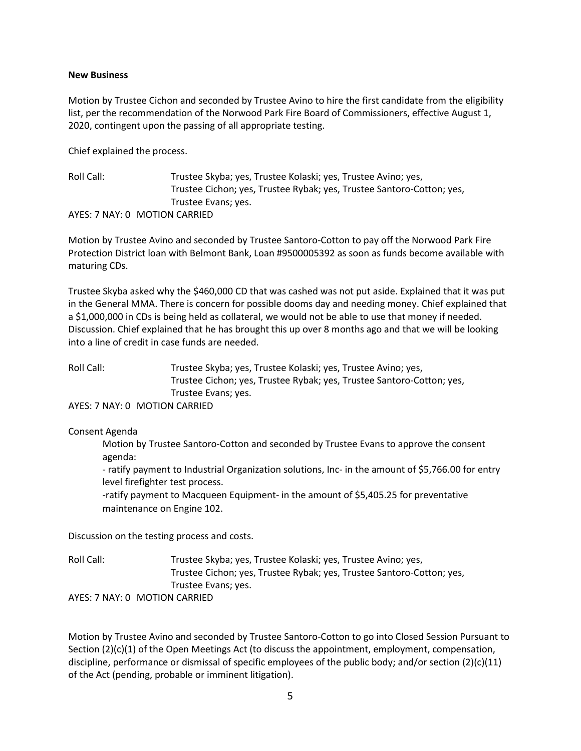**New Business**

Motion by Trustee Cichon and seconded by Trustee Avino to hire the first candidate from the eligibility list, per the recommendation of the Norwood Park Fire Board of Commissioners, effective August 1, 2020, contingent upon the passing of all appropriate testing.

Chief explained the process.

Roll Call: Trustee Skyba; yes, Trustee Kolaski; yes, Trustee Avino; yes, Trustee Cichon; yes, Trustee Rybak; yes, Trustee Santoro-Cotton; yes, Trustee Evans; yes.

AYES: 7 NAY: 0 MOTION CARRIED

Motion by Trustee Avino and seconded by Trustee Santoro-Cotton to pay off the Norwood Park Fire Protection District loan with Belmont Bank, Loan #9500005392 as soon as funds become available with maturing CDs.

Trustee Skyba asked why the $460,000 CD that was cashed was not put aside. Explained that it was put in the General MMA. There is concern for possible dooms day and needing money. Chief explained that a $1,000,000 in CDs is being held as collateral, we would not be able to use that money if needed. Discussion. Chief explained that he has brought this up over 8 months ago and that we will be looking into a line of credit in case funds are needed.

Roll Call: Trustee Skyba; yes, Trustee Kolaski; yes, Trustee Avino; yes, Trustee Cichon; yes, Trustee Rybak; yes, Trustee Santoro-Cotton; yes, Trustee Evans; yes.

AYES: 7 NAY: 0 MOTION CARRIED

Consent Agenda

Motion by Trustee Santoro-Cotton and seconded by Trustee Evans to approve the consent agenda:

- ratify payment to Industrial Organization solutions, Inc- in the amount of $5,766.00 for entry level firefighter test process.
- ratify payment to Macqueen Equipment- in the amount of $5,405.25 for preventative maintenance on Engine 102.

Discussion on the testing process and costs.

Roll Call: Trustee Skyba; yes, Trustee Kolaski; yes, Trustee Avino; yes, Trustee Cichon; yes, Trustee Rybak; yes, Trustee Santoro-Cotton; yes, Trustee Evans; yes.

AYES: 7 NAY: 0 MOTION CARRIED

Motion by Trustee Avino and seconded by Trustee Santoro-Cotton to go into Closed Session Pursuant to Section (2)(c)(1) of the Open Meetings Act (to discuss the appointment, employment, compensation, discipline, performance or dismissal of specific employees of the public body; and/or section (2)(c)(11) of the Act (pending, probable or imminent litigation).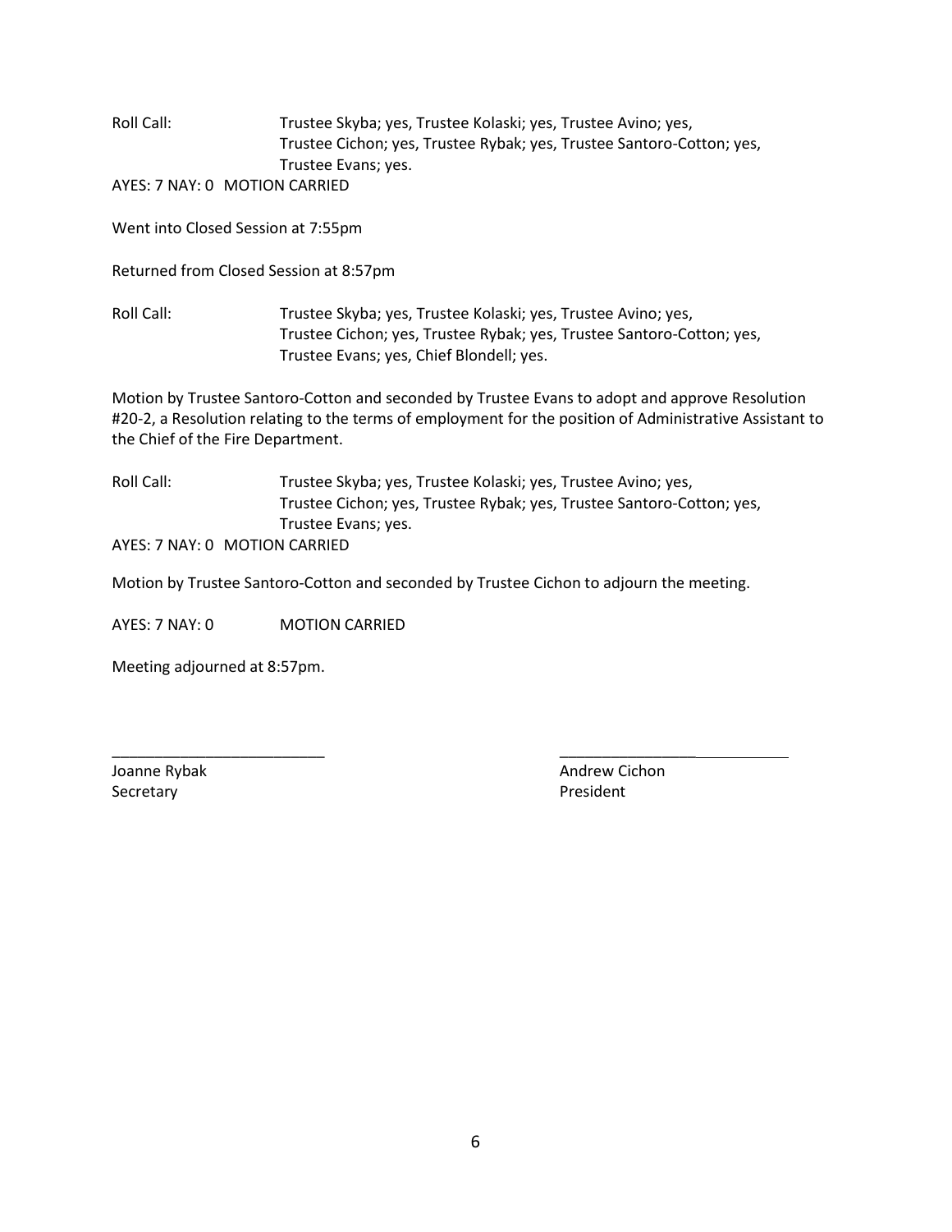Roll Call: Trustee Skyba; yes, Trustee Kolaski; yes, Trustee Avino; yes, Trustee Cichon; yes, Trustee Rybak; yes, Trustee Santoro-Cotton; yes, Trustee Evans; yes.

AYES: 7 NAY: 0 MOTION CARRIED

Went into Closed Session at 7:55pm

Returned from Closed Session at 8:57pm

Roll Call: Trustee Skyba; yes, Trustee Kolaski; yes, Trustee Avino; yes, Trustee Cichon; yes, Trustee Rybak; yes, Trustee Santoro-Cotton; yes, Trustee Evans; yes, Chief Blondell; yes.

Motion by Trustee Santoro-Cotton and seconded by Trustee Evans to adopt and approve Resolution #20-2, a Resolution relating to the terms of employment for the position of Administrative Assistant to the Chief of the Fire Department.

Roll Call: Trustee Skyba; yes, Trustee Kolaski; yes, Trustee Avino; yes, Trustee Cichon; yes, Trustee Rybak; yes, Trustee Santoro-Cotton; yes, Trustee Evans; yes.

AYES: 7 NAY: 0 MOTION CARRIED

Motion by Trustee Santoro-Cotton and seconded by Trustee Cichon to adjourn the meeting.

AYES: 7 NAY: 0 MOTION CARRIED

Meeting adjourned at 8:57pm.

\_\_\_\_\_\_\_\_\_\_\_\_\_\_\_\_\_\_\_\_\_\_\_\_\_\_
Joanne Rybak
Secretary

\_\_\_\_\_\_\_\_\_\_\_\_\_\_\_\_\_\_\_\_\_\_\_\_\_\_
Andrew Cichon
President